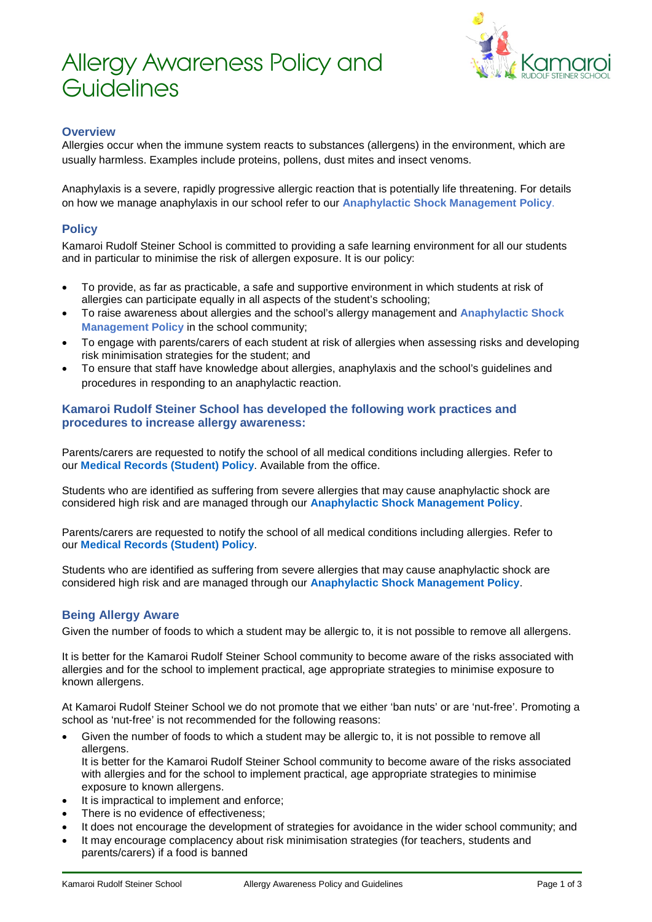# Allergy Awareness Policy and Guidelines

## Overview

Allergies occur when the immune system reacts to substances (allergens) in the environment, which are usually harmless. Examples include proteins, pollens, dust mites and insect venoms.

Anaphylaxis is a severe, rapidly progressive allergic reaction that is potentially life threatening. For details on how we manage anaphylaxis in our school refer to our **Anaphylactic Shock Management Policy**.

## Policy

Kamaroi Rudolf Steiner School is committed to providing a safe learning environment for all our students and in particular to minimise the risk of allergen exposure. It is our policy:

- To provide, as far as practicable, a safe and supportive environment in which students at risk of allergies can participate equally in all aspects of the student's schooling;
- To raise awareness about allergies and the school's allergy management and **Anaphylactic Shock Management Policy** in the school community;
- To engage with parents/carers of each student at risk of allergies when assessing risks and developing risk minimisation strategies for the student; and
- To ensure that staff have knowledge about allergies, anaphylaxis and the school's guidelines and procedures in responding to an anaphylactic reaction.

### Kamaroi Rudolf Steiner School has developed the following work practices and procedures to increase allergy awareness:

Parents/carers are requested to notify the school of all medical conditions including allergies. Refer to our **Medical Records (Student) Policy**. Available from the office.

Students who are identified as suffering from severe allergies that may cause anaphylactic shock are considered high risk and are managed through our **Anaphylactic Shock Management Policy**.

Parents/carers are requested to notify the school of all medical conditions including allergies. Refer to our **Medical Records (Student) Policy**.

Students who are identified as suffering from severe allergies that may cause anaphylactic shock are considered high risk and are managed through our **Anaphylactic Shock Management Policy**.

## Being Allergy Aware

Given the number of foods to which a student may be allergic to, it is not possible to remove all allergens.

It is better for the Kamaroi Rudolf Steiner School community to become aware of the risks associated with allergies and for the school to implement practical, age appropriate strategies to minimise exposure to known allergens.

At Kamaroi Rudolf Steiner School we do not promote that we either 'ban nuts' or are 'nut-free'. Promoting a school as 'nut-free' is not recommended for the following reasons:

- Given the number of foods to which a student may be allergic to, it is not possible to remove all allergens.
  It is better for the Kamaroi Rudolf Steiner School community to become aware of the risks associated with allergies and for the school to implement practical, age appropriate strategies to minimise exposure to known allergens.
- It is impractical to implement and enforce;
- There is no evidence of effectiveness;
- It does not encourage the development of strategies for avoidance in the wider school community; and
- It may encourage complacency about risk minimisation strategies (for teachers, students and parents/carers) if a food is banned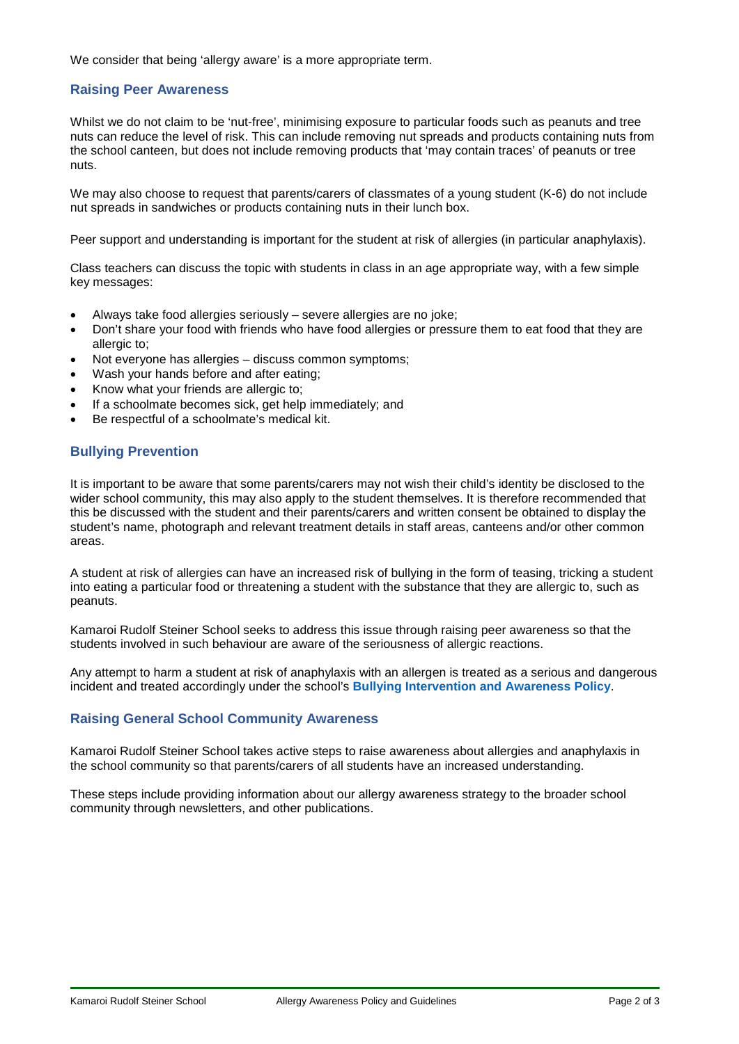We consider that being 'allergy aware' is a more appropriate term.

## Raising Peer Awareness

Whilst we do not claim to be 'nut-free', minimising exposure to particular foods such as peanuts and tree nuts can reduce the level of risk. This can include removing nut spreads and products containing nuts from the school canteen, but does not include removing products that 'may contain traces' of peanuts or tree nuts.

We may also choose to request that parents/carers of classmates of a young student (K-6) do not include nut spreads in sandwiches or products containing nuts in their lunch box.

Peer support and understanding is important for the student at risk of allergies (in particular anaphylaxis).

Class teachers can discuss the topic with students in class in an age appropriate way, with a few simple key messages:

- Always take food allergies seriously – severe allergies are no joke;
- Don't share your food with friends who have food allergies or pressure them to eat food that they are allergic to;
- Not everyone has allergies – discuss common symptoms;
- Wash your hands before and after eating;
- Know what your friends are allergic to;
- If a schoolmate becomes sick, get help immediately; and
- Be respectful of a schoolmate's medical kit.

## Bullying Prevention

It is important to be aware that some parents/carers may not wish their child's identity be disclosed to the wider school community, this may also apply to the student themselves. It is therefore recommended that this be discussed with the student and their parents/carers and written consent be obtained to display the student's name, photograph and relevant treatment details in staff areas, canteens and/or other common areas.

A student at risk of allergies can have an increased risk of bullying in the form of teasing, tricking a student into eating a particular food or threatening a student with the substance that they are allergic to, such as peanuts.

Kamaroi Rudolf Steiner School seeks to address this issue through raising peer awareness so that the students involved in such behaviour are aware of the seriousness of allergic reactions.

Any attempt to harm a student at risk of anaphylaxis with an allergen is treated as a serious and dangerous incident and treated accordingly under the school's **Bullying Intervention and Awareness Policy**.

## Raising General School Community Awareness

Kamaroi Rudolf Steiner School takes active steps to raise awareness about allergies and anaphylaxis in the school community so that parents/carers of all students have an increased understanding.

These steps include providing information about our allergy awareness strategy to the broader school community through newsletters, and other publications.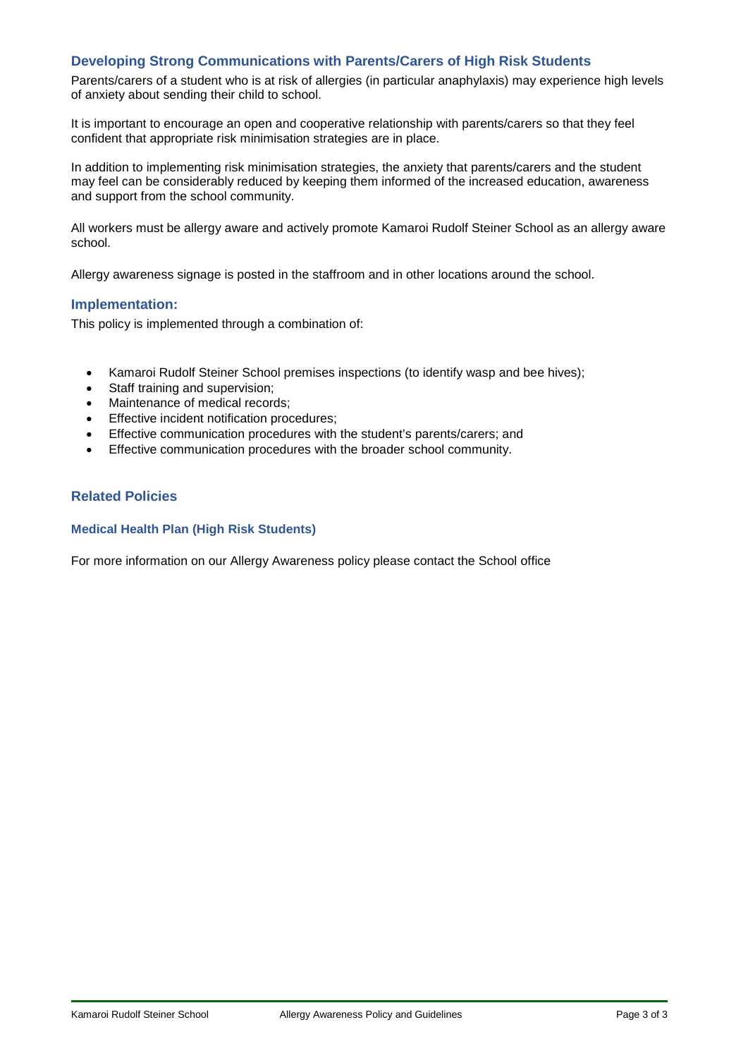## Developing Strong Communications with Parents/Carers of High Risk Students

Parents/carers of a student who is at risk of allergies (in particular anaphylaxis) may experience high levels of anxiety about sending their child to school.

It is important to encourage an open and cooperative relationship with parents/carers so that they feel confident that appropriate risk minimisation strategies are in place.

In addition to implementing risk minimisation strategies, the anxiety that parents/carers and the student may feel can be considerably reduced by keeping them informed of the increased education, awareness and support from the school community.

All workers must be allergy aware and actively promote Kamaroi Rudolf Steiner School as an allergy aware school.

Allergy awareness signage is posted in the staffroom and in other locations around the school.

## Implementation:

This policy is implemented through a combination of:

- Kamaroi Rudolf Steiner School premises inspections (to identify wasp and bee hives);
- Staff training and supervision;
- Maintenance of medical records;
- Effective incident notification procedures;
- Effective communication procedures with the student's parents/carers; and
- Effective communication procedures with the broader school community.

## Related Policies

### Medical Health Plan (High Risk Students)

For more information on our Allergy Awareness policy please contact the School office